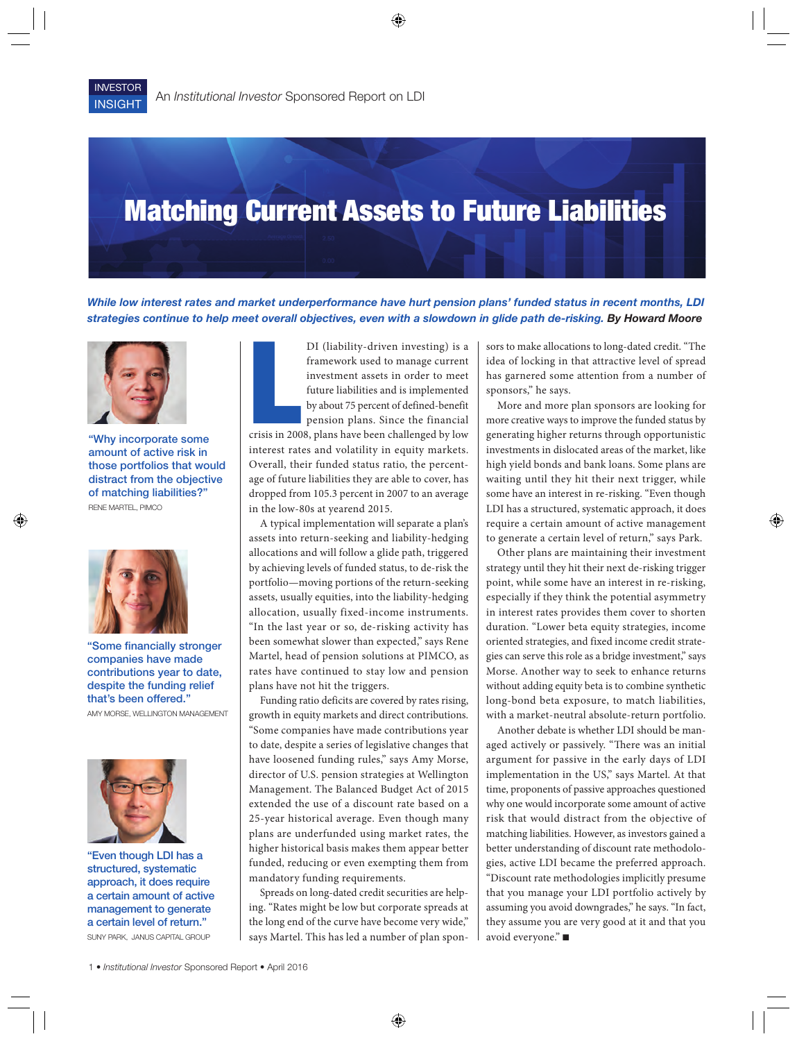INVESTOR INSIGHT An *Institutional Investor* Sponsored Report on LDI

# Matching Current Assets to Future Liabilities

***While low interest rates and market underperformance have hurt pension plans' funded status in recent months, LDI strategies continue to help meet overall objectives, even with a slowdown in glide path de-risking.*** **By Howard Moore**

"Why incorporate some amount of active risk in those portfolios that would distract from the objective of matching liabilities?"
RENE MARTEL, PIMCO

"Some financially stronger companies have made contributions year to date, despite the funding relief that's been offered."
AMY MORSE, WELLINGTON MANAGEMENT

"Even though LDI has a structured, systematic approach, it does require a certain amount of active management to generate a certain level of return."
SUNY PARK, JANUS CAPITAL GROUP

LDI (liability-driven investing) is a framework used to manage current investment assets in order to meet future liabilities and is implemented by about 75 percent of defined-benefit pension plans. Since the financial crisis in 2008, plans have been challenged by low interest rates and volatility in equity markets. Overall, their funded status ratio, the percentage of future liabilities they are able to cover, has dropped from 105.3 percent in 2007 to an average in the low-80s at yearend 2015.

A typical implementation will separate a plan's assets into return-seeking and liability-hedging allocations and will follow a glide path, triggered by achieving levels of funded status, to de-risk the portfolio—moving portions of the return-seeking assets, usually equities, into the liability-hedging allocation, usually fixed-income instruments. "In the last year or so, de-risking activity has been somewhat slower than expected," says Rene Martel, head of pension solutions at PIMCO, as rates have continued to stay low and pension plans have not hit the triggers.

Funding ratio deficits are covered by rates rising, growth in equity markets and direct contributions. "Some companies have made contributions year to date, despite a series of legislative changes that have loosened funding rules," says Amy Morse, director of U.S. pension strategies at Wellington Management. The Balanced Budget Act of 2015 extended the use of a discount rate based on a 25-year historical average. Even though many plans are underfunded using market rates, the higher historical basis makes them appear better funded, reducing or even exempting them from mandatory funding requirements.

Spreads on long-dated credit securities are helping. "Rates might be low but corporate spreads at the long end of the curve have become very wide," says Martel. This has led a number of plan sponsors to make allocations to long-dated credit. "The idea of locking in that attractive level of spread has garnered some attention from a number of sponsors," he says.

More and more plan sponsors are looking for more creative ways to improve the funded status by generating higher returns through opportunistic investments in dislocated areas of the market, like high yield bonds and bank loans. Some plans are waiting until they hit their next trigger, while some have an interest in re-risking. "Even though LDI has a structured, systematic approach, it does require a certain amount of active management to generate a certain level of return," says Park.

Other plans are maintaining their investment strategy until they hit their next de-risking trigger point, while some have an interest in re-risking, especially if they think the potential asymmetry in interest rates provides them cover to shorten duration. "Lower beta equity strategies, income oriented strategies, and fixed income credit strategies can serve this role as a bridge investment," says Morse. Another way to seek to enhance returns without adding equity beta is to combine synthetic long-bond beta exposure, to match liabilities, with a market-neutral absolute-return portfolio.

Another debate is whether LDI should be managed actively or passively. "There was an initial argument for passive in the early days of LDI implementation in the US," says Martel. At that time, proponents of passive approaches questioned why one would incorporate some amount of active risk that would distract from the objective of matching liabilities. However, as investors gained a better understanding of discount rate methodologies, active LDI became the preferred approach. "Discount rate methodologies implicitly presume that you manage your LDI portfolio actively by assuming you avoid downgrades," he says. "In fact, they assume you are very good at it and that you avoid everyone." ■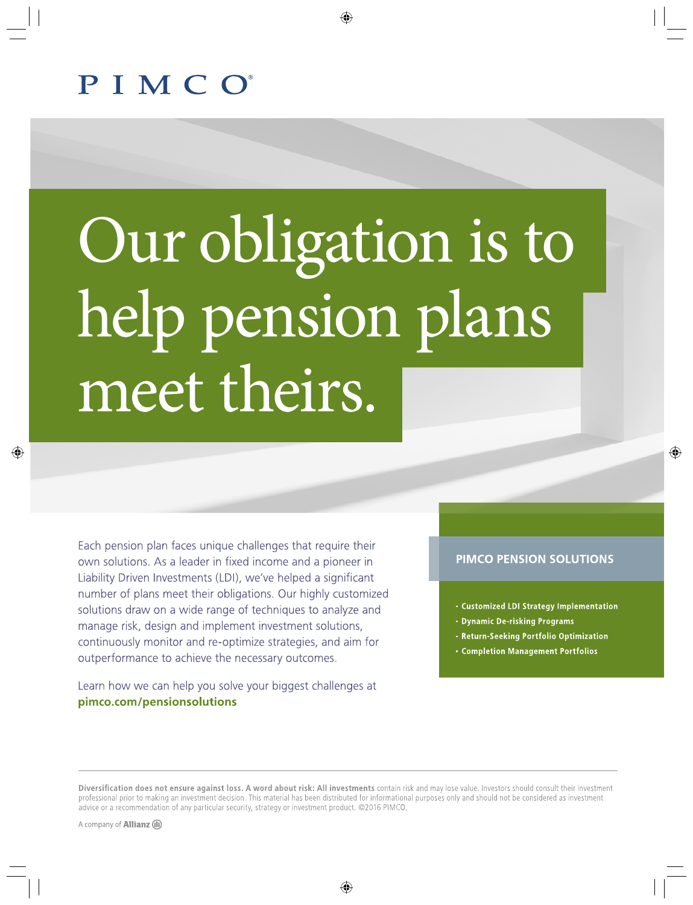# PIMCO®

# Our obligation is to help pension plans meet theirs.

Each pension plan faces unique challenges that require their own solutions. As a leader in fixed income and a pioneer in Liability Driven Investments (LDI), we've helped a significant number of plans meet their obligations. Our highly customized solutions draw on a wide range of techniques to analyze and manage risk, design and implement investment solutions, continuously monitor and re-optimize strategies, and aim for outperformance to achieve the necessary outcomes.

Learn how we can help you solve your biggest challenges at **pimco.com/pensionsolutions**

## PIMCO PENSION SOLUTIONS

- **Customized LDI Strategy Implementation**
- **Dynamic De-risking Programs**
- **Return-Seeking Portfolio Optimization**
- **Completion Management Portfolios**

---

**Diversification does not ensure against loss. A word about risk: All investments** contain risk and may lose value. Investors should consult their investment professional prior to making an investment decision. This material has been distributed for informational purposes only and should not be considered as investment advice or a recommendation of any particular security, strategy or investment product. ©2016 PIMCO.

A company of **Allianz**